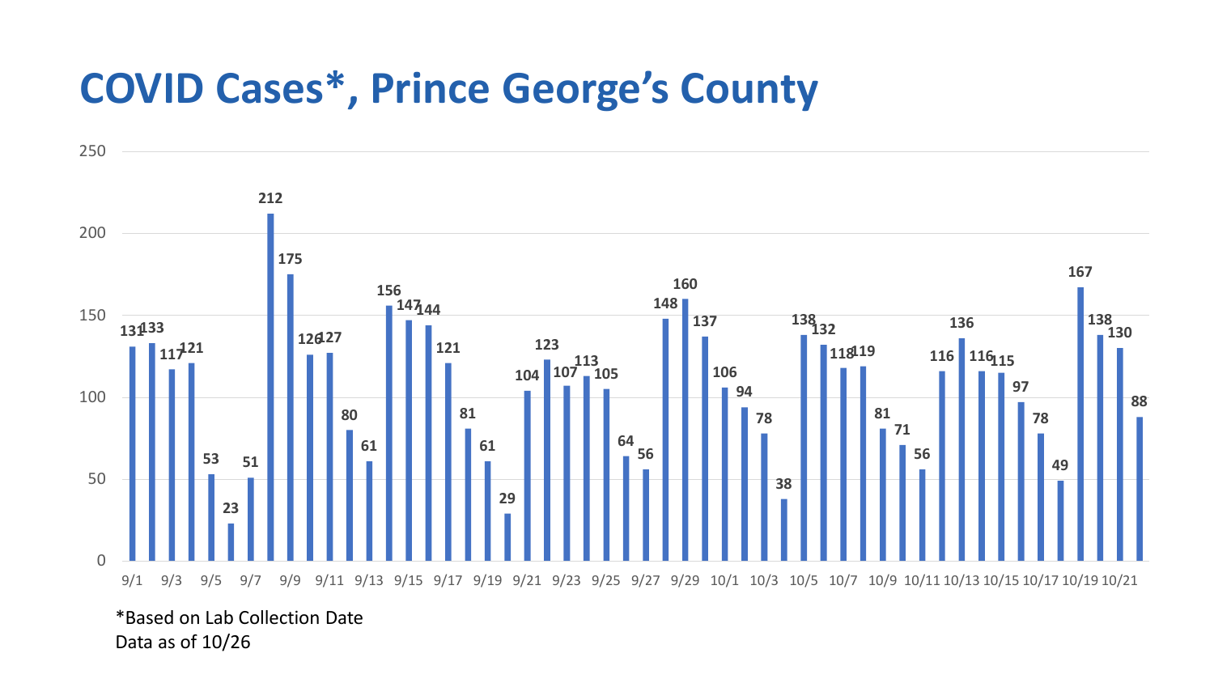# COVID Cases*, Prince George's County

| Date | Cases |
|---|---|
| 9/1 | 131 |
| 9/2 | 133 |
| 9/3 | 117 |
| 9/4 | 121 |
| 9/5 | 53 |
| 9/6 | 23 |
| 9/7 | 51 |
| 9/8 | 212 |
| 9/9 | 175 |
| 9/10 | 126 |
| 9/11 | 127 |
| 9/12 | 80 |
| 9/13 | 61 |
| 9/14 | 156 |
| 9/15 | 147 |
| 9/16 | 144 |
| 9/17 | 121 |
| 9/18 | 81 |
| 9/19 | 61 |
| 9/20 | 29 |
| 9/21 | 104 |
| 9/22 | 123 |
| 9/23 | 107 |
| 9/24 | 113 |
| 9/25 | 105 |
| 9/26 | 64 |
| 9/27 | 56 |
| 9/28 | 148 |
| 9/29 | 160 |
| 9/30 | 137 |
| 10/1 | 106 |
| 10/2 | 94 |
| 10/3 | 78 |
| 10/4 | 38 |
| 10/5 | 138 |
| 10/6 | 132 |
| 10/7 | 118 |
| 10/8 | 119 |
| 10/9 | 81 |
| 10/10 | 71 |
| 10/11 | 56 |
| 10/12 | 116 |
| 10/13 | 136 |
| 10/14 | 116 |
| 10/15 | 115 |
| 10/16 | 97 |
| 10/17 | 78 |
| 10/18 | 49 |
| 10/19 | 167 |
| 10/20 | 138 |
| 10/21 | 130 |
| 10/22 | 88 |

*Based on Lab Collection Date

Data as of 10/26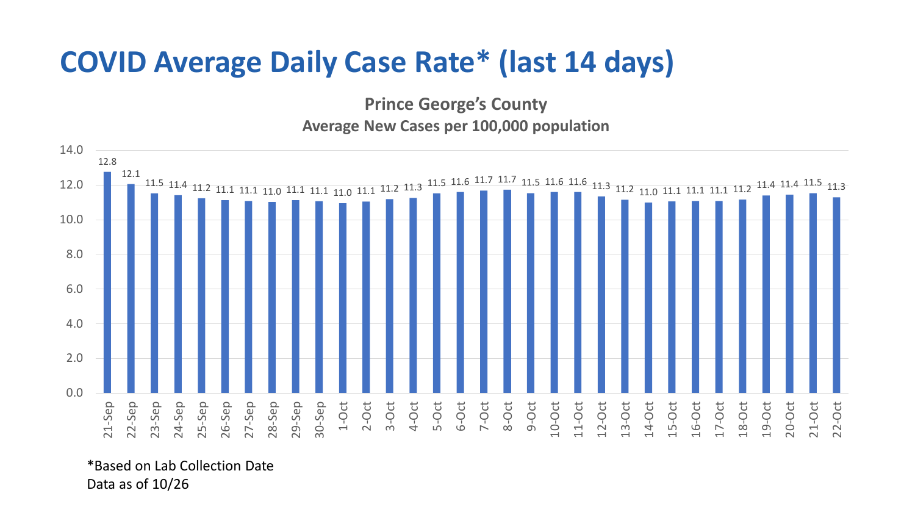# COVID Average Daily Case Rate* (last 14 days)

**Prince George's County**
**Average New Cases per 100,000 population**

| Date | Rate |
|---|---|
| 21-Sep | 12.8 |
| 22-Sep | 12.1 |
| 23-Sep | 11.5 |
| 24-Sep | 11.4 |
| 25-Sep | 11.2 |
| 26-Sep | 11.1 |
| 27-Sep | 11.1 |
| 28-Sep | 11.0 |
| 29-Sep | 11.1 |
| 30-Sep | 11.1 |
| 1-Oct | 11.0 |
| 2-Oct | 11.1 |
| 3-Oct | 11.2 |
| 4-Oct | 11.3 |
| 5-Oct | 11.5 |
| 6-Oct | 11.6 |
| 7-Oct | 11.7 |
| 8-Oct | 11.7 |
| 9-Oct | 11.5 |
| 10-Oct | 11.6 |
| 11-Oct | 11.6 |
| 12-Oct | 11.3 |
| 13-Oct | 11.2 |
| 14-Oct | 11.0 |
| 15-Oct | 11.1 |
| 16-Oct | 11.1 |
| 17-Oct | 11.1 |
| 18-Oct | 11.2 |
| 19-Oct | 11.4 |
| 20-Oct | 11.4 |
| 21-Oct | 11.5 |
| 22-Oct | 11.3 |

*Based on Lab Collection Date
Data as of 10/26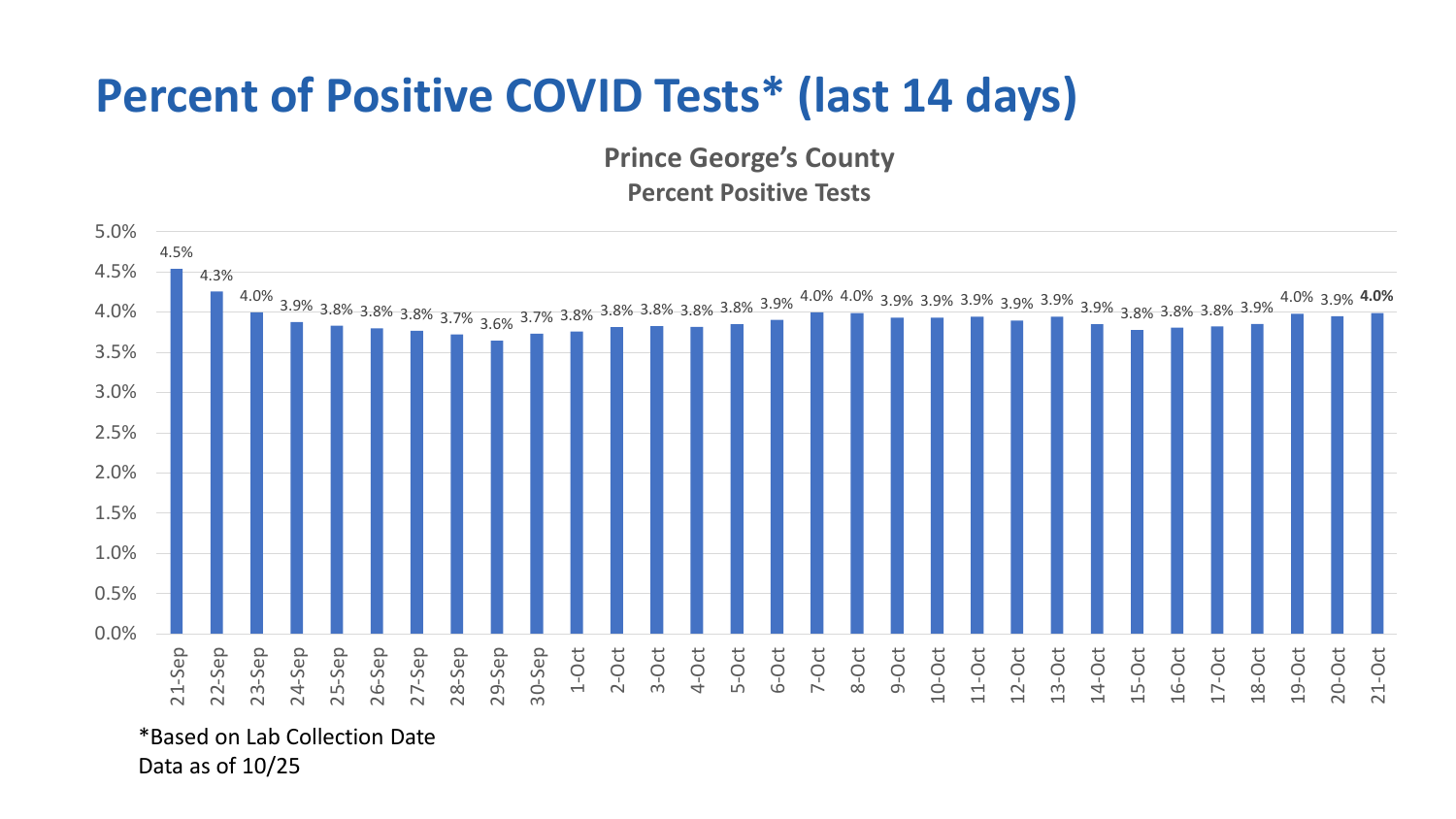# Percent of Positive COVID Tests* (last 14 days)

Prince George's County
Percent Positive Tests

5.0%
4.5%
4.0%
3.5%
3.0%
2.5%
2.0%
1.5%
1.0%
0.5%
0.0%

4.5% 4.3% 4.0% 3.9% 3.8% 3.8% 3.8% 3.7% 3.6% 3.7% 3.8% 3.8% 3.8% 3.8% 3.8% 3.9% 4.0% 4.0% 3.9% 3.9% 3.9% 3.9% 3.9% 3.9% 3.8% 3.8% 3.8% 3.9% 4.0% 3.9% **4.0%**

21-Sep 22-Sep 23-Sep 24-Sep 25-Sep 26-Sep 27-Sep 28-Sep 29-Sep 30-Sep 1-Oct 2-Oct 3-Oct 4-Oct 5-Oct 6-Oct 7-Oct 8-Oct 9-Oct 10-Oct 11-Oct 12-Oct 13-Oct 14-Oct 15-Oct 16-Oct 17-Oct 18-Oct 19-Oct 20-Oct 21-Oct

*Based on Lab Collection Date
Data as of 10/25